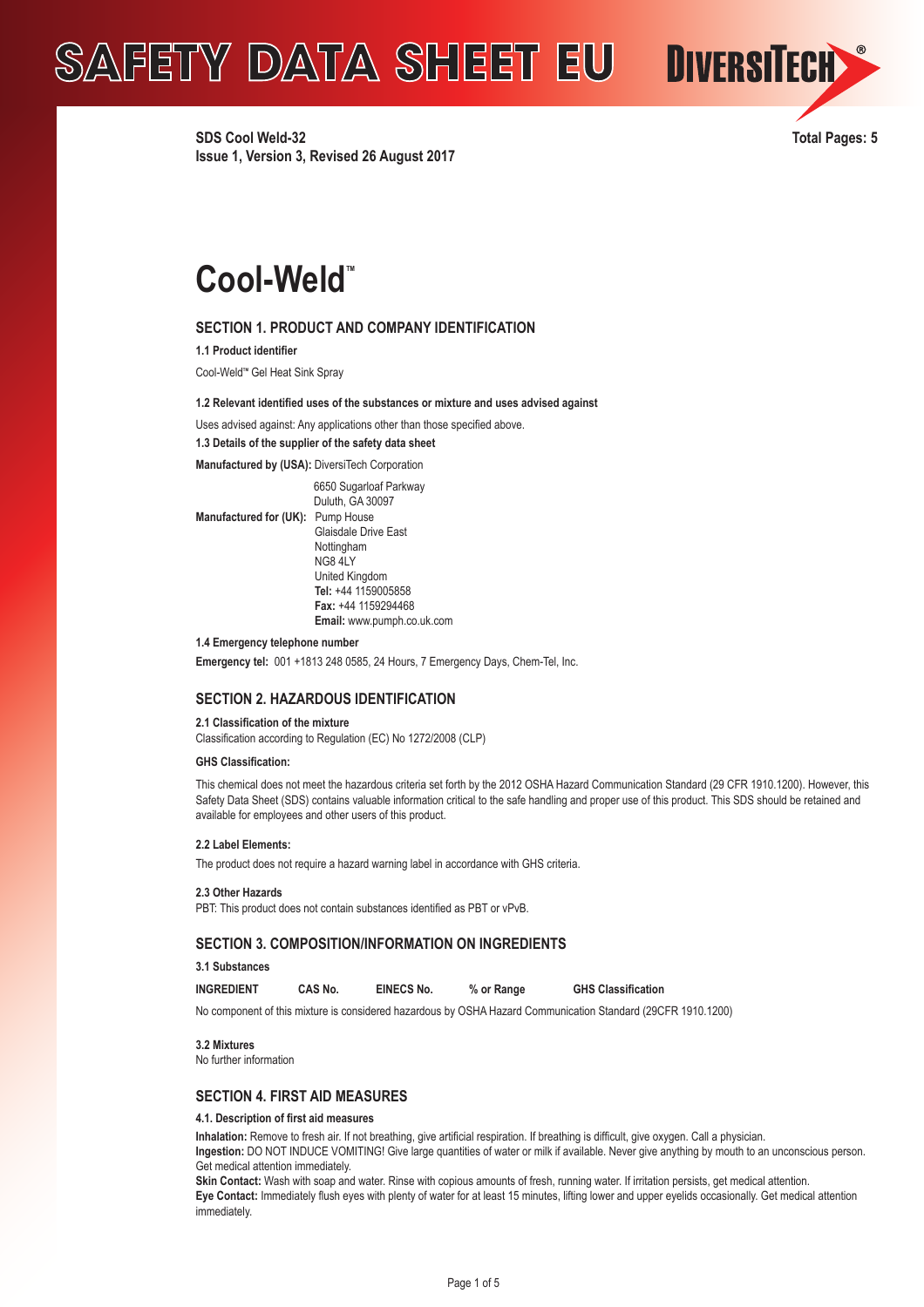# SAFETY DATA SHEET EU

**SDS Cool Weld-32**
**Issue 1, Version 3, Revised 26 August 2017**

**Total Pages: 5**

# Cool-Weld™

## SECTION 1. PRODUCT AND COMPANY IDENTIFICATION

**1.1 Product identifier**

Cool-Weld™ Gel Heat Sink Spray

**1.2 Relevant identified uses of the substances or mixture and uses advised against**

Uses advised against: Any applications other than those specified above.

**1.3 Details of the supplier of the safety data sheet**

**Manufactured by (USA):** DiversiTech Corporation
6650 Sugarloaf Parkway
Duluth, GA 30097

**Manufactured for (UK):** Pump House
Glaisdale Drive East
Nottingham
NG8 4LY
United Kingdom
**Tel:** +44 1159005858
**Fax:** +44 1159294468
**Email:** www.pumph.co.uk.com

**1.4 Emergency telephone number**

**Emergency tel:** 001 +1813 248 0585, 24 Hours, 7 Emergency Days, Chem-Tel, Inc.

## SECTION 2. HAZARDOUS IDENTIFICATION

**2.1 Classification of the mixture**
Classification according to Regulation (EC) No 1272/2008 (CLP)

**GHS Classification:**

This chemical does not meet the hazardous criteria set forth by the 2012 OSHA Hazard Communication Standard (29 CFR 1910.1200). However, this Safety Data Sheet (SDS) contains valuable information critical to the safe handling and proper use of this product. This SDS should be retained and available for employees and other users of this product.

**2.2 Label Elements:**

The product does not require a hazard warning label in accordance with GHS criteria.

**2.3 Other Hazards**
PBT: This product does not contain substances identified as PBT or vPvB.

## SECTION 3. COMPOSITION/INFORMATION ON INGREDIENTS

**3.1 Substances**

| INGREDIENT | CAS No. | EINECS No. | % or Range | GHS Classification |
|---|---|---|---|---|

No component of this mixture is considered hazardous by OSHA Hazard Communication Standard (29CFR 1910.1200)

**3.2 Mixtures**
No further information

## SECTION 4. FIRST AID MEASURES

**4.1. Description of first aid measures**

**Inhalation:** Remove to fresh air. If not breathing, give artificial respiration. If breathing is difficult, give oxygen. Call a physician.
**Ingestion:** DO NOT INDUCE VOMITING! Give large quantities of water or milk if available. Never give anything by mouth to an unconscious person. Get medical attention immediately.
**Skin Contact:** Wash with soap and water. Rinse with copious amounts of fresh, running water. If irritation persists, get medical attention.
**Eye Contact:** Immediately flush eyes with plenty of water for at least 15 minutes, lifting lower and upper eyelids occasionally. Get medical attention immediately.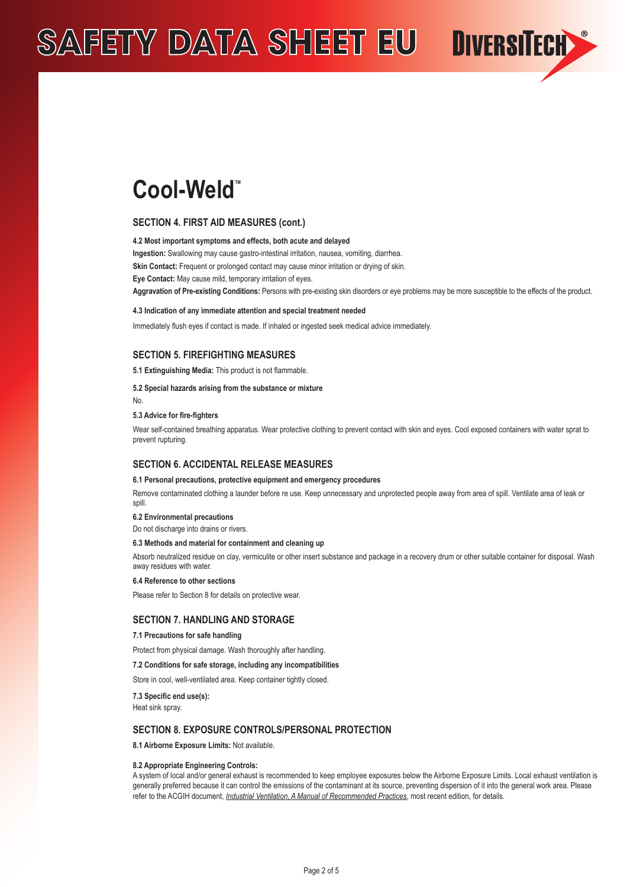# Cool-Weld™

## SECTION 4. FIRST AID MEASURES (cont.)

**4.2 Most important symptoms and effects, both acute and delayed**

**Ingestion:** Swallowing may cause gastro-intestinal irritation, nausea, vomiting, diarrhea.

**Skin Contact:** Frequent or prolonged contact may cause minor irritation or drying of skin.

**Eye Contact:** May cause mild, temporary irritation of eyes.

**Aggravation of Pre-existing Conditions:** Persons with pre-existing skin disorders or eye problems may be more susceptible to the effects of the product.

**4.3 Indication of any immediate attention and special treatment needed**

Immediately flush eyes if contact is made. If inhaled or ingested seek medical advice immediately.

## SECTION 5. FIREFIGHTING MEASURES

**5.1 Extinguishing Media:** This product is not flammable.

**5.2 Special hazards arising from the substance or mixture**

No.

**5.3 Advice for fire-fighters**

Wear self-contained breathing apparatus. Wear protective clothing to prevent contact with skin and eyes. Cool exposed containers with water sprat to prevent rupturing.

## SECTION 6. ACCIDENTAL RELEASE MEASURES

**6.1 Personal precautions, protective equipment and emergency procedures**

Remove contaminated clothing a launder before re use. Keep unnecessary and unprotected people away from area of spill. Ventilate area of leak or spill.

**6.2 Environmental precautions**

Do not discharge into drains or rivers.

**6.3 Methods and material for containment and cleaning up**

Absorb neutralized residue on clay, vermiculite or other insert substance and package in a recovery drum or other suitable container for disposal. Wash away residues with water.

**6.4 Reference to other sections**

Please refer to Section 8 for details on protective wear.

## SECTION 7. HANDLING AND STORAGE

**7.1 Precautions for safe handling**

Protect from physical damage. Wash thoroughly after handling.

**7.2 Conditions for safe storage, including any incompatibilities**

Store in cool, well-ventilated area. Keep container tightly closed.

**7.3 Specific end use(s):**

Heat sink spray.

## SECTION 8. EXPOSURE CONTROLS/PERSONAL PROTECTION

**8.1 Airborne Exposure Limits:** Not available.

**8.2 Appropriate Engineering Controls:**

A system of local and/or general exhaust is recommended to keep employee exposures below the Airborne Exposure Limits. Local exhaust ventilation is generally preferred because it can control the emissions of the contaminant at its source, preventing dispersion of it into the general work area. Please refer to the ACGIH document, *Industrial Ventilation, A Manual of Recommended Practices*, most recent edition, for details.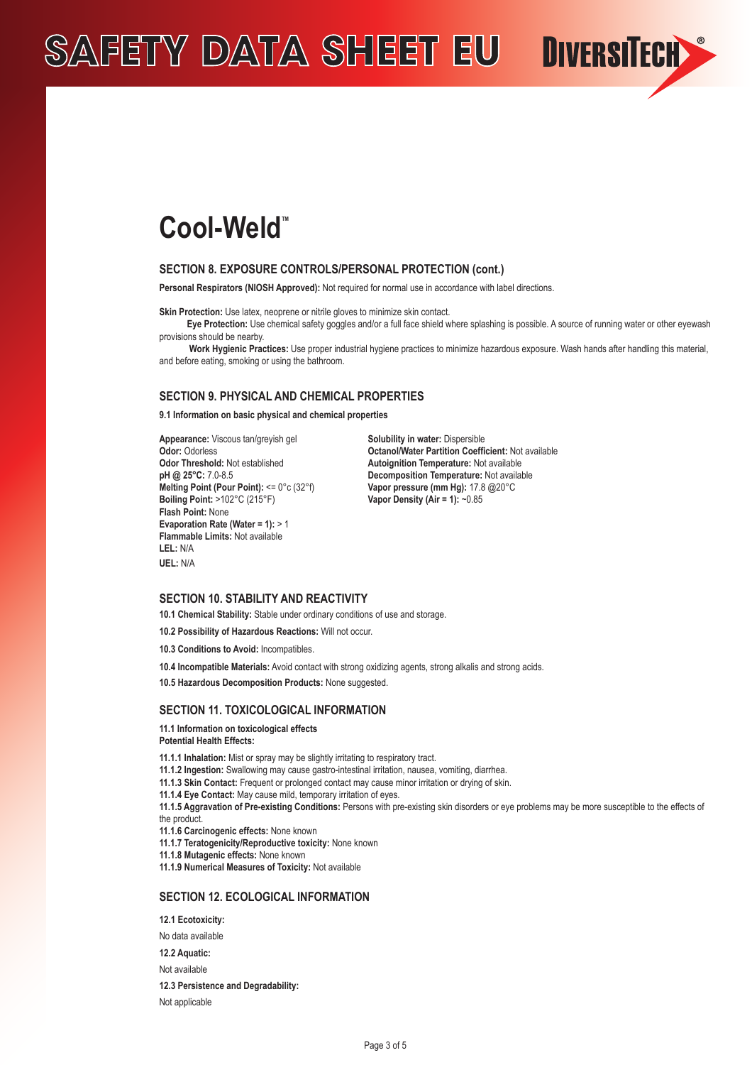# Cool-Weld™

## SECTION 8. EXPOSURE CONTROLS/PERSONAL PROTECTION (cont.)

**Personal Respirators (NIOSH Approved):** Not required for normal use in accordance with label directions.

**Skin Protection:** Use latex, neoprene or nitrile gloves to minimize skin contact.

**Eye Protection:** Use chemical safety goggles and/or a full face shield where splashing is possible. A source of running water or other eyewash provisions should be nearby.

**Work Hygienic Practices:** Use proper industrial hygiene practices to minimize hazardous exposure. Wash hands after handling this material, and before eating, smoking or using the bathroom.

## SECTION 9. PHYSICAL AND CHEMICAL PROPERTIES

**9.1 Information on basic physical and chemical properties**

**Appearance:** Viscous tan/greyish gel
**Odor:** Odorless
**Odor Threshold:** Not established
**pH @ 25°C:** 7.0-8.5
**Melting Point (Pour Point):** <= 0°c (32°f)
**Boiling Point:** >102°C (215°F)
**Flash Point:** None
**Evaporation Rate (Water = 1):** > 1
**Flammable Limits:** Not available
**LEL:** N/A
**UEL:** N/A

**Solubility in water:** Dispersible
**Octanol/Water Partition Coefficient:** Not available
**Autoignition Temperature:** Not available
**Decomposition Temperature:** Not available
**Vapor pressure (mm Hg):** 17.8 @20°C
**Vapor Density (Air = 1):** ~0.85

## SECTION 10. STABILITY AND REACTIVITY

**10.1 Chemical Stability:** Stable under ordinary conditions of use and storage.

**10.2 Possibility of Hazardous Reactions:** Will not occur.

**10.3 Conditions to Avoid:** Incompatibles.

**10.4 Incompatible Materials:** Avoid contact with strong oxidizing agents, strong alkalis and strong acids.

**10.5 Hazardous Decomposition Products:** None suggested.

## SECTION 11. TOXICOLOGICAL INFORMATION

**11.1 Information on toxicological effects**
**Potential Health Effects:**

**11.1.1 Inhalation:** Mist or spray may be slightly irritating to respiratory tract.
**11.1.2 Ingestion:** Swallowing may cause gastro-intestinal irritation, nausea, vomiting, diarrhea.
**11.1.3 Skin Contact:** Frequent or prolonged contact may cause minor irritation or drying of skin.
**11.1.4 Eye Contact:** May cause mild, temporary irritation of eyes.
**11.1.5 Aggravation of Pre-existing Conditions:** Persons with pre-existing skin disorders or eye problems may be more susceptible to the effects of the product.
**11.1.6 Carcinogenic effects:** None known
**11.1.7 Teratogenicity/Reproductive toxicity:** None known
**11.1.8 Mutagenic effects:** None known
**11.1.9 Numerical Measures of Toxicity:** Not available

## SECTION 12. ECOLOGICAL INFORMATION

**12.1 Ecotoxicity:**

No data available

**12.2 Aquatic:**

Not available

**12.3 Persistence and Degradability:**

Not applicable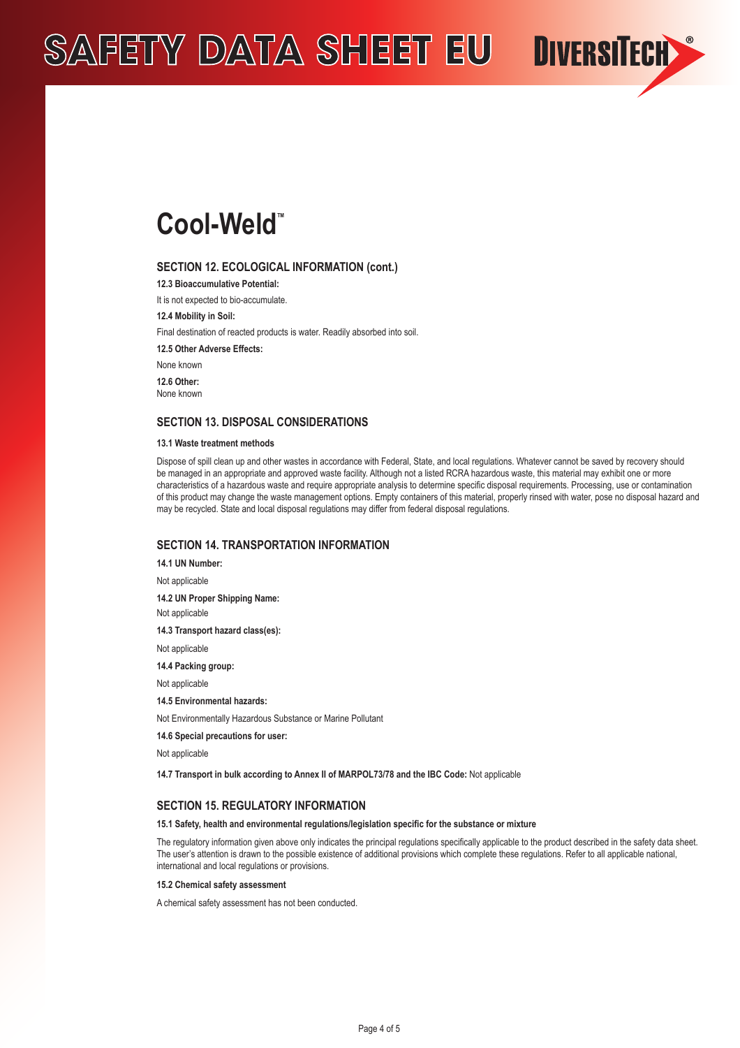# Cool-Weld™

## SECTION 12. ECOLOGICAL INFORMATION (cont.)

**12.3 Bioaccumulative Potential:**

It is not expected to bio-accumulate.

**12.4 Mobility in Soil:**

Final destination of reacted products is water. Readily absorbed into soil.

**12.5 Other Adverse Effects:**

None known

**12.6 Other:**

None known

## SECTION 13. DISPOSAL CONSIDERATIONS

**13.1 Waste treatment methods**

Dispose of spill clean up and other wastes in accordance with Federal, State, and local regulations. Whatever cannot be saved by recovery should be managed in an appropriate and approved waste facility. Although not a listed RCRA hazardous waste, this material may exhibit one or more characteristics of a hazardous waste and require appropriate analysis to determine specific disposal requirements. Processing, use or contamination of this product may change the waste management options. Empty containers of this material, properly rinsed with water, pose no disposal hazard and may be recycled. State and local disposal regulations may differ from federal disposal regulations.

## SECTION 14. TRANSPORTATION INFORMATION

**14.1 UN Number:**

Not applicable

**14.2 UN Proper Shipping Name:**

Not applicable

**14.3 Transport hazard class(es):**

Not applicable

**14.4 Packing group:**

Not applicable

**14.5 Environmental hazards:**

Not Environmentally Hazardous Substance or Marine Pollutant

**14.6 Special precautions for user:**

Not applicable

**14.7 Transport in bulk according to Annex II of MARPOL73/78 and the IBC Code:** Not applicable

## SECTION 15. REGULATORY INFORMATION

**15.1 Safety, health and environmental regulations/legislation specific for the substance or mixture**

The regulatory information given above only indicates the principal regulations specifically applicable to the product described in the safety data sheet. The user's attention is drawn to the possible existence of additional provisions which complete these regulations. Refer to all applicable national, international and local regulations or provisions.

**15.2 Chemical safety assessment**

A chemical safety assessment has not been conducted.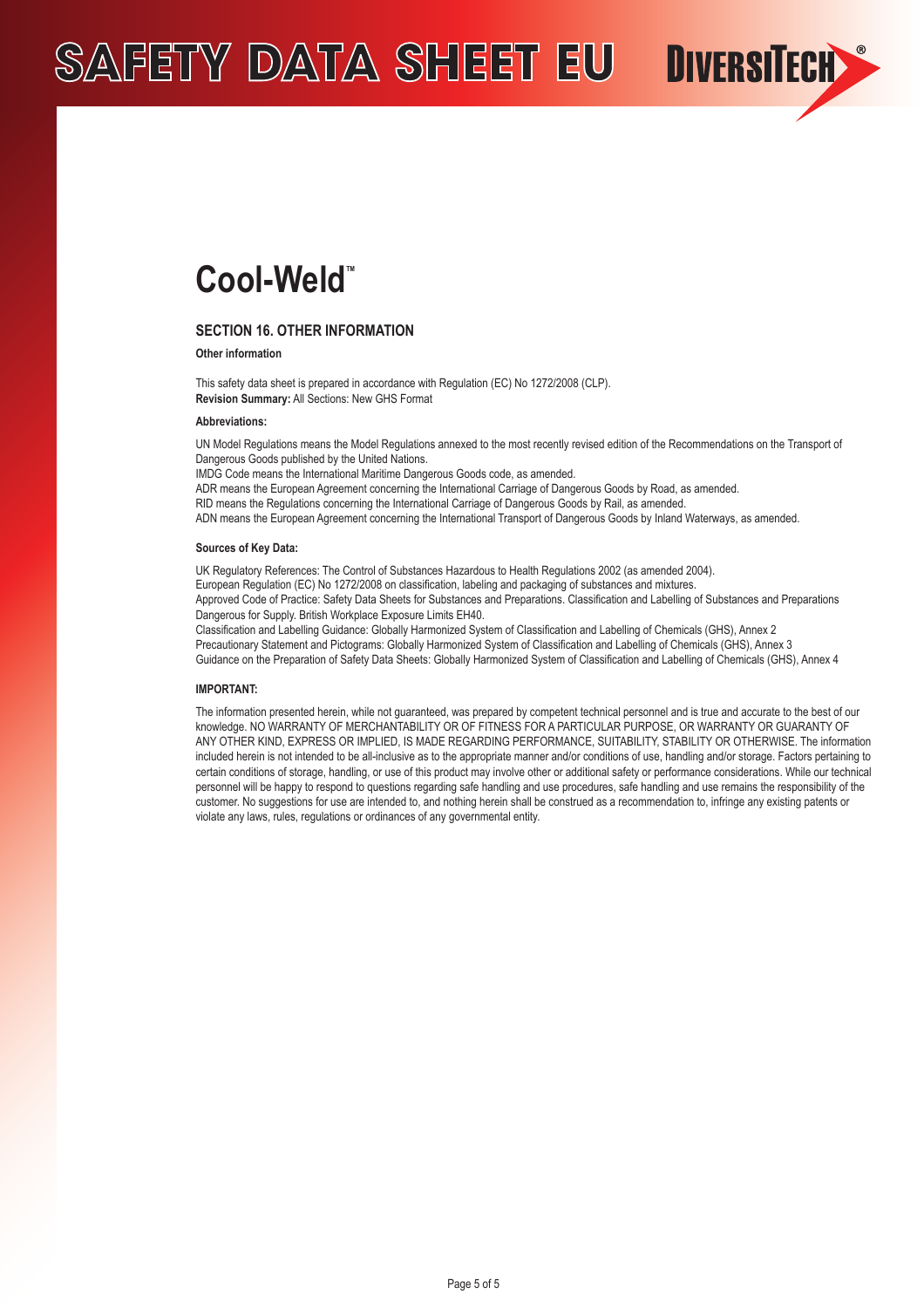# Cool-Weld™

## SECTION 16. OTHER INFORMATION

**Other information**

This safety data sheet is prepared in accordance with Regulation (EC) No 1272/2008 (CLP).
**Revision Summary:** All Sections: New GHS Format

**Abbreviations:**

UN Model Regulations means the Model Regulations annexed to the most recently revised edition of the Recommendations on the Transport of Dangerous Goods published by the United Nations.
IMDG Code means the International Maritime Dangerous Goods code, as amended.
ADR means the European Agreement concerning the International Carriage of Dangerous Goods by Road, as amended.
RID means the Regulations concerning the International Carriage of Dangerous Goods by Rail, as amended.
ADN means the European Agreement concerning the International Transport of Dangerous Goods by Inland Waterways, as amended.

**Sources of Key Data:**

UK Regulatory References: The Control of Substances Hazardous to Health Regulations 2002 (as amended 2004).
European Regulation (EC) No 1272/2008 on classification, labeling and packaging of substances and mixtures.
Approved Code of Practice: Safety Data Sheets for Substances and Preparations. Classification and Labelling of Substances and Preparations Dangerous for Supply. British Workplace Exposure Limits EH40.
Classification and Labelling Guidance: Globally Harmonized System of Classification and Labelling of Chemicals (GHS), Annex 2
Precautionary Statement and Pictograms: Globally Harmonized System of Classification and Labelling of Chemicals (GHS), Annex 3
Guidance on the Preparation of Safety Data Sheets: Globally Harmonized System of Classification and Labelling of Chemicals (GHS), Annex 4

**IMPORTANT:**

The information presented herein, while not guaranteed, was prepared by competent technical personnel and is true and accurate to the best of our knowledge. NO WARRANTY OF MERCHANTABILITY OR OF FITNESS FOR A PARTICULAR PURPOSE, OR WARRANTY OR GUARANTY OF ANY OTHER KIND, EXPRESS OR IMPLIED, IS MADE REGARDING PERFORMANCE, SUITABILITY, STABILITY OR OTHERWISE. The information included herein is not intended to be all-inclusive as to the appropriate manner and/or conditions of use, handling and/or storage. Factors pertaining to certain conditions of storage, handling, or use of this product may involve other or additional safety or performance considerations. While our technical personnel will be happy to respond to questions regarding safe handling and use procedures, safe handling and use remains the responsibility of the customer. No suggestions for use are intended to, and nothing herein shall be construed as a recommendation to, infringe any existing patents or violate any laws, rules, regulations or ordinances of any governmental entity.